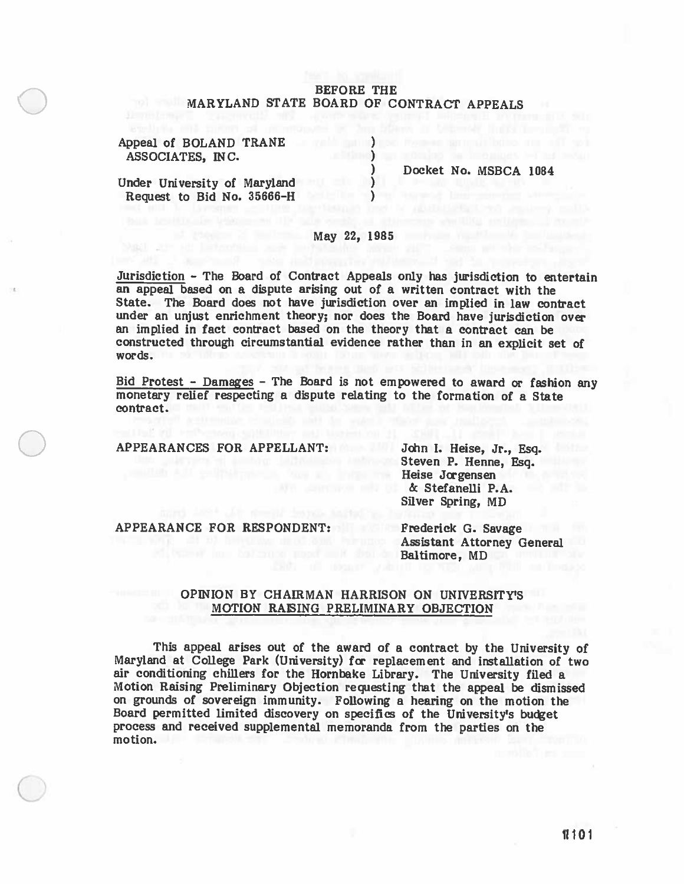BEFORE THE
MARYLAND STATE BOARD OF CONTRACT APPEALS

Appeal of BOLAND TRANE ASSOCIATES, INC.

Under University of Maryland Request to Bid No. 35666-H

Docket No. MSBCA 1084

May 22, 1985

Jurisdiction - The Board of Contract Appeals only has jurisdiction to entertain an appeal based on a dispute arising out of a written contract with the State. The Board does not have jurisdiction over an implied in law contract under an unjust enrichment theory; nor does the Board have jurisdiction over an implied in fact contract based on the theory that a contract can be constructed through circumstantial evidence rather than in an explicit set of words.

Bid Protest - Damages - The Board is not empowered to award or fashion any monetary relief respecting a dispute relating to the formation of a State contract.

APPEARANCES FOR APPELLANT: John I. Heise, Jr., Esq.
Steven P. Henne, Esq.
Heise Jorgensen & Stefanelli P.A.
Silver Spring, MD

APPEARANCE FOR RESPONDENT: Frederick G. Savage
Assistant Attorney General
Baltimore, MD

## OPINION BY CHAIRMAN HARRISON ON UNIVERSITY'S MOTION RAISING PRELIMINARY OBJECTION

This appeal arises out of the award of a contract by the University of Maryland at College Park (University) for replacement and installation of two air conditioning chillers for the Hornbake Library. The University filed a Motion Raising Preliminary Objection requesting that the appeal be dismissed on grounds of sovereign immunity. Following a hearing on the motion the Board permitted limited discovery on specifics of the University's budget process and received supplemental memoranda from the parties on the motion.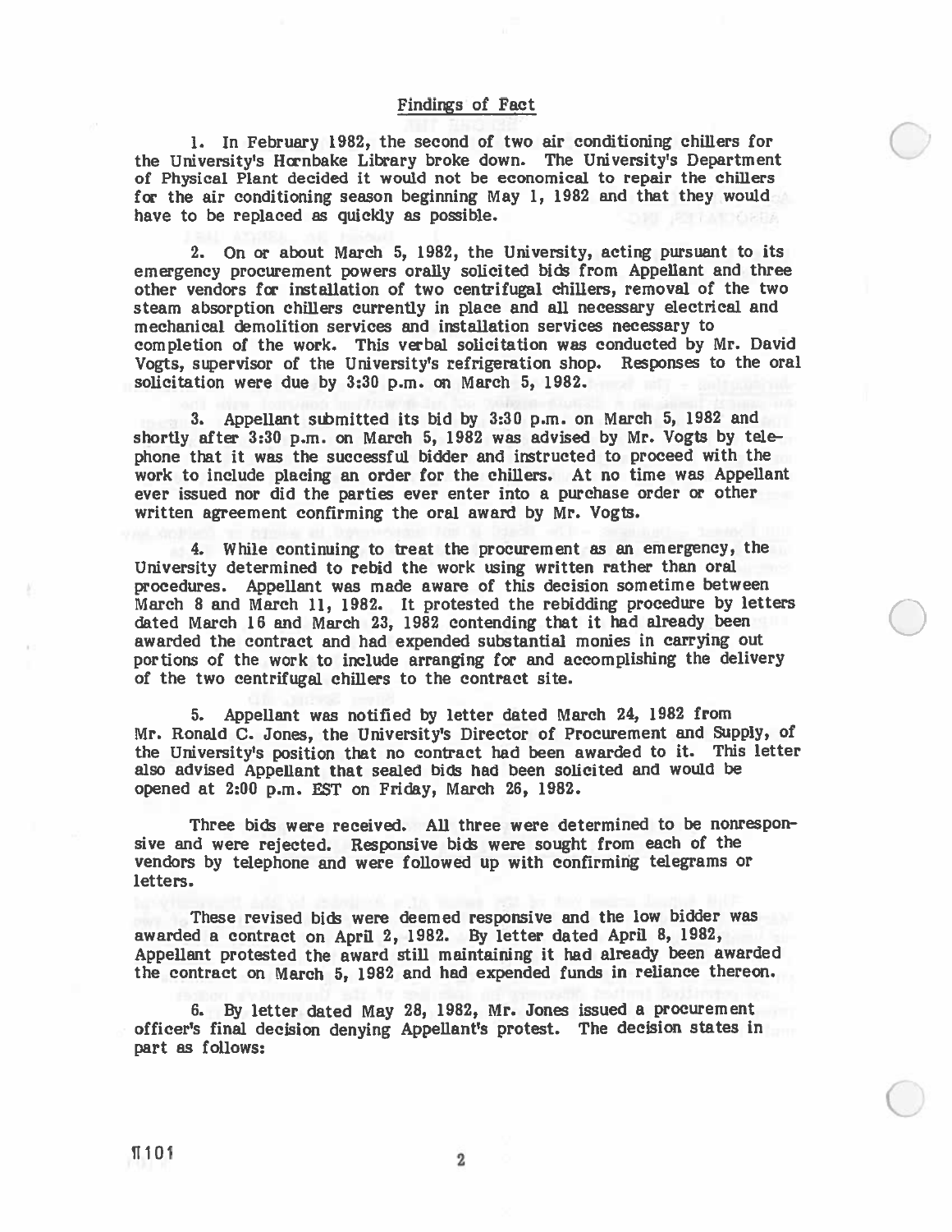## Findings of Fact

1. In February 1982, the second of two air conditioning chillers for the University's Hornbake Library broke down. The University's Department of Physical Plant decided it would not be economical to repair the chillers for the air conditioning season beginning May 1, 1982 and that they would have to be replaced as quickly as possible.

2. On or about March 5, 1982, the University, acting pursuant to its emergency procurement powers orally solicited bids from Appellant and three other vendors for installation of two centrifugal chillers, removal of the two steam absorption chillers currently in place and all necessary electrical and mechanical demolition services and installation services necessary to completion of the work. This verbal solicitation was conducted by Mr. David Vogts, supervisor of the University's refrigeration shop. Responses to the oral solicitation were due by 3:30 p.m. on March 5, 1982.

3. Appellant submitted its bid by 3:30 p.m. on March 5, 1982 and shortly after 3:30 p.m. on March 5, 1982 was advised by Mr. Vogts by telephone that it was the successful bidder and instructed to proceed with the work to include placing an order for the chillers. At no time was Appellant ever issued nor did the parties ever enter into a purchase order or other written agreement confirming the oral award by Mr. Vogts.

4. While continuing to treat the procurement as an emergency, the University determined to rebid the work using written rather than oral procedures. Appellant was made aware of this decision sometime between March 8 and March 11, 1982. It protested the rebidding procedure by letters dated March 16 and March 23, 1982 contending that it had already been awarded the contract and had expended substantial monies in carrying out portions of the work to include arranging for and accomplishing the delivery of the two centrifugal chillers to the contract site.

5. Appellant was notified by letter dated March 24, 1982 from Mr. Ronald C. Jones, the University's Director of Procurement and Supply, of the University's position that no contract had been awarded to it. This letter also advised Appellant that sealed bids had been solicited and would be opened at 2:00 p.m. EST on Friday, March 26, 1982.

Three bids were received. All three were determined to be nonresponsive and were rejected. Responsive bids were sought from each of the vendors by telephone and were followed up with confirming telegrams or letters.

These revised bids were deemed responsive and the low bidder was awarded a contract on April 2, 1982. By letter dated April 8, 1982, Appellant protested the award still maintaining it had already been awarded the contract on March 5, 1982 and had expended funds in reliance thereon.

6. By letter dated May 28, 1982, Mr. Jones issued a procurement officer's final decision denying Appellant's protest. The decision states in part as follows: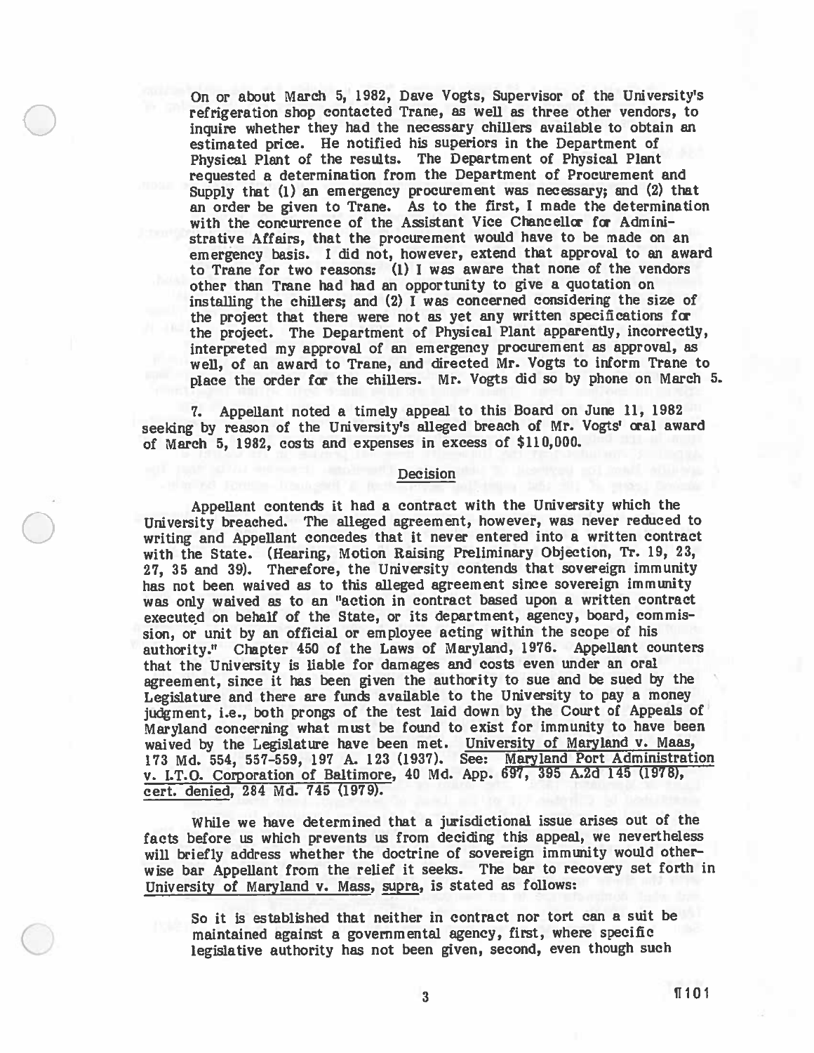On or about March 5, 1982, Dave Vogts, Supervisor of the University's refrigeration shop contacted Trane, as well as three other vendors, to inquire whether they had the necessary chillers available to obtain an estimated price. He notified his superiors in the Department of Physical Plant of the results. The Department of Physical Plant requested a determination from the Department of Procurement and Supply that (1) an emergency procurement was necessary; and (2) that an order be given to Trane. As to the first, I made the determination with the concurrence of the Assistant Vice Chancellor for Administrative Affairs, that the procurement would have to be made on an emergency basis. I did not, however, extend that approval to an award to Trane for two reasons: (1) I was aware that none of the vendors other than Trane had had an opportunity to give a quotation on installing the chillers; and (2) I was concerned considering the size of the project that there were not as yet any written specifications for the project. The Department of Physical Plant apparently, incorrectly, interpreted my approval of an emergency procurement as approval, as well, of an award to Trane, and directed Mr. Vogts to inform Trane to place the order for the chillers. Mr. Vogts did so by phone on March 5.

7. Appellant noted a timely appeal to this Board on June 11, 1982 seeking by reason of the University's alleged breach of Mr. Vogts' oral award of March 5, 1982, costs and expenses in excess of $110,000.

## Decision

Appellant contends it had a contract with the University which the University breached. The alleged agreement, however, was never reduced to writing and Appellant concedes that it never entered into a written contract with the State. (Hearing, Motion Raising Preliminary Objection, Tr. 19, 23, 27, 35 and 39). Therefore, the University contends that sovereign immunity has not been waived as to this alleged agreement since sovereign immunity was only waived as to an "action in contract based upon a written contract executed on behalf of the State, or its department, agency, board, commission, or unit by an official or employee acting within the scope of his authority." Chapter 450 of the Laws of Maryland, 1976. Appellant counters that the University is liable for damages and costs even under an oral agreement, since it has been given the authority to sue and be sued by the Legislature and there are funds available to the University to pay a money judgment, i.e., both prongs of the test laid down by the Court of Appeals of Maryland concerning what must be found to exist for immunity to have been waived by the Legislature have been met. University of Maryland v. Maas, 173 Md. 554, 557-559, 197 A. 123 (1937). See: Maryland Port Administration v. I.T.O. Corporation of Baltimore, 40 Md. App. 697, 395 A.2d 145 (1978), cert. denied, 284 Md. 745 (1979).

While we have determined that a jurisdictional issue arises out of the facts before us which prevents us from deciding this appeal, we nevertheless will briefly address whether the doctrine of sovereign immunity would otherwise bar Appellant from the relief it seeks. The bar to recovery set forth in University of Maryland v. Mass, supra, is stated as follows:

> So it is established that neither in contract nor tort can a suit be maintained against a governmental agency, first, where specific legislative authority has not been given, second, even though such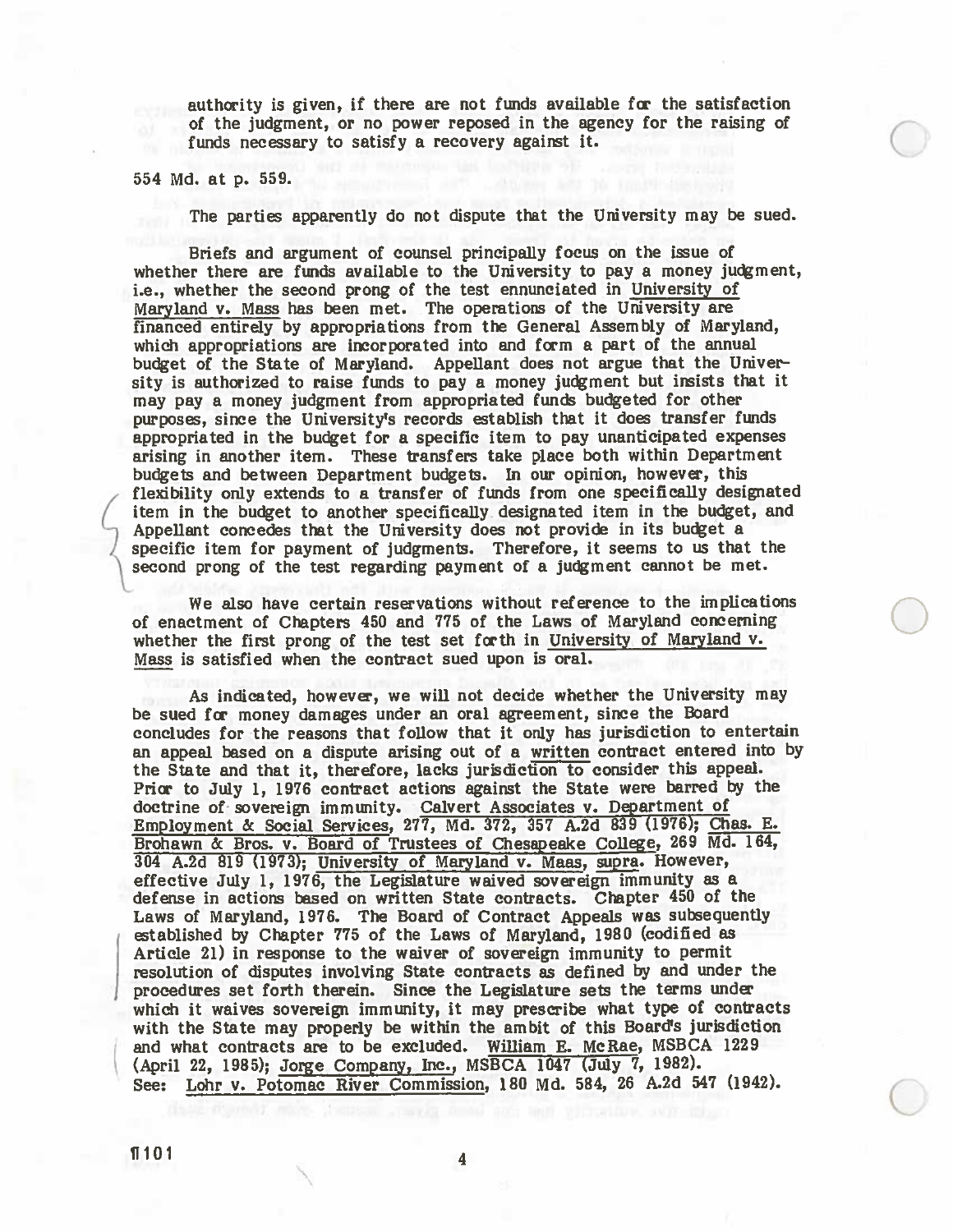authority is given, if there are not funds available for the satisfaction of the judgment, or no power reposed in the agency for the raising of funds necessary to satisfy a recovery against it.

554 Md. at p. 559.

The parties apparently do not dispute that the University may be sued.

Briefs and argument of counsel principally focus on the issue of whether there are funds available to the University to pay a money judgment, i.e., whether the second prong of the test ennunciated in University of Maryland v. Mass has been met. The operations of the University are financed entirely by appropriations from the General Assembly of Maryland, which appropriations are incorporated into and form a part of the annual budget of the State of Maryland. Appellant does not argue that the University is authorized to raise funds to pay a money judgment but insists that it may pay a money judgment from appropriated funds budgeted for other purposes, since the University's records establish that it does transfer funds appropriated in the budget for a specific item to pay unanticipated expenses arising in another item. These transfers take place both within Department budgets and between Department budgets. In our opinion, however, this flexibility only extends to a transfer of funds from one specifically designated item in the budget to another specifically designated item in the budget, and Appellant concedes that the University does not provide in its budget a specific item for payment of judgments. Therefore, it seems to us that the second prong of the test regarding payment of a judgment cannot be met.

We also have certain reservations without reference to the implications of enactment of Chapters 450 and 775 of the Laws of Maryland concerning whether the first prong of the test set forth in University of Maryland v. Mass is satisfied when the contract sued upon is oral.

As indicated, however, we will not decide whether the University may be sued for money damages under an oral agreement, since the Board concludes for the reasons that follow that it only has jurisdiction to entertain an appeal based on a dispute arising out of a written contract entered into by the State and that it, therefore, lacks jurisdiction to consider this appeal. Prior to July 1, 1976 contract actions against the State were barred by the doctrine of sovereign immunity. Calvert Associates v. Department of Employment & Social Services, 277, Md. 372, 357 A.2d 839 (1976); Chas. E. Brohawn & Bros. v. Board of Trustees of Chesapeake College, 269 Md. 164, 304 A.2d 819 (1973); University of Maryland v. Maas, supra. However, effective July 1, 1976, the Legislature waived sovereign immunity as a defense in actions based on written State contracts. Chapter 450 of the Laws of Maryland, 1976. The Board of Contract Appeals was subsequently established by Chapter 775 of the Laws of Maryland, 1980 (codified as Article 21) in response to the waiver of sovereign immunity to permit resolution of disputes involving State contracts as defined by and under the procedures set forth therein. Since the Legislature sets the terms under which it waives sovereign immunity, it may prescribe what type of contracts with the State may properly be within the ambit of this Board's jurisdiction and what contracts are to be excluded. William E. McRae, MSBCA 1229 (April 22, 1985); Jorge Company, Inc., MSBCA 1047 (July 7, 1982). See: Lohr v. Potomac River Commission, 180 Md. 584, 26 A.2d 547 (1942).

¶101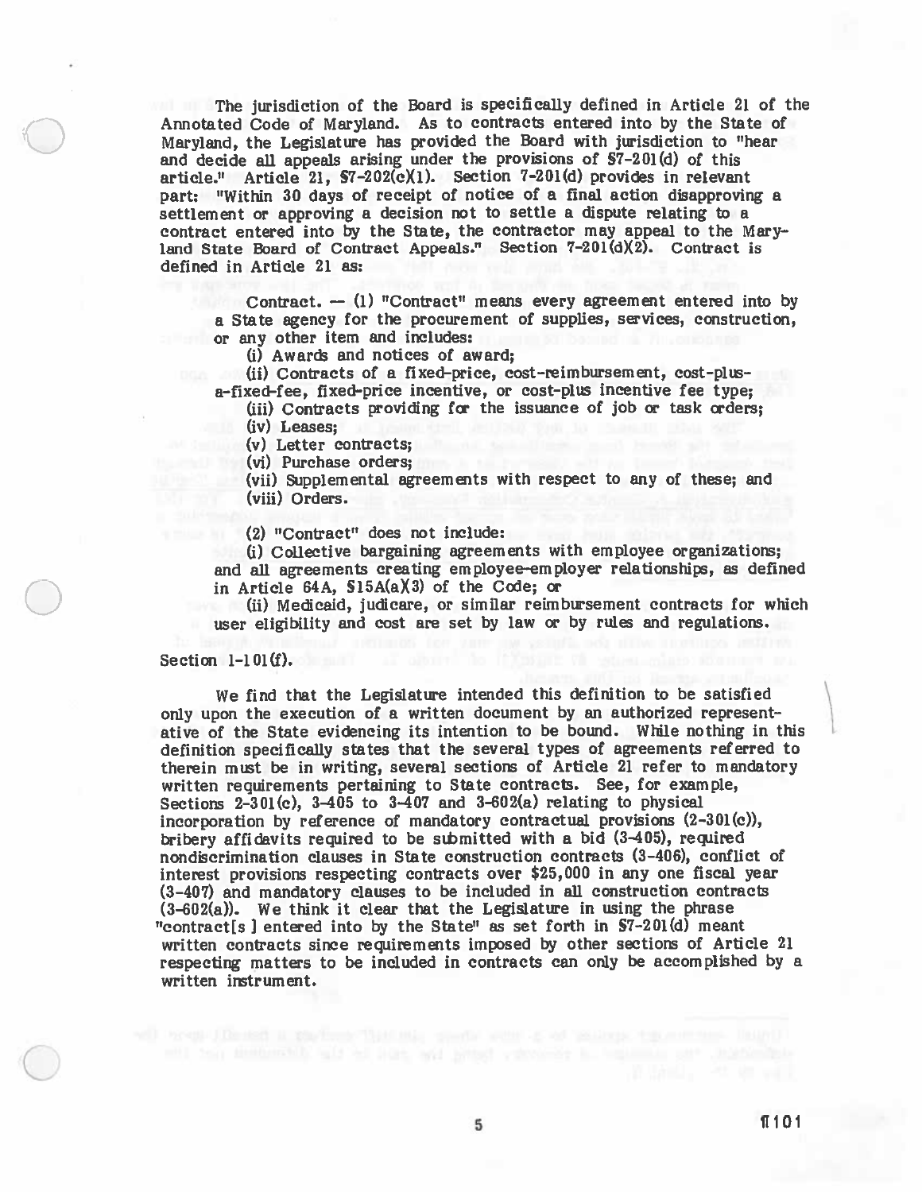The jurisdiction of the Board is specifically defined in Article 21 of the Annotated Code of Maryland. As to contracts entered into by the State of Maryland, the Legislature has provided the Board with jurisdiction to "hear and decide all appeals arising under the provisions of §7-201(d) of this article." Article 21, §7-202(c)(1). Section 7-201(d) provides in relevant part: "Within 30 days of receipt of notice of a final action disapproving a settlement or approving a decision not to settle a dispute relating to a contract entered into by the State, the contractor may appeal to the Maryland State Board of Contract Appeals." Section 7-201(d)(2). Contract is defined in Article 21 as:

> Contract. — (1) "Contract" means every agreement entered into by a State agency for the procurement of supplies, services, construction, or any other item and includes:
>
> (i) Awards and notices of award;
>
> (ii) Contracts of a fixed-price, cost-reimbursement, cost-plus-a-fixed-fee, fixed-price incentive, or cost-plus incentive fee type;
>
> (iii) Contracts providing for the issuance of job or task orders;
>
> (iv) Leases;
>
> (v) Letter contracts;
>
> (vi) Purchase orders;
>
> (vii) Supplemental agreements with respect to any of these; and
>
> (viii) Orders.
>
> (2) "Contract" does not include:
>
> (i) Collective bargaining agreements with employee organizations; and all agreements creating employee-employer relationships, as defined in Article 64A, §15A(a)(3) of the Code; or
>
> (ii) Medicaid, judicare, or similar reimbursement contracts for which user eligibility and cost are set by law or by rules and regulations.

Section 1-101(f).

We find that the Legislature intended this definition to be satisfied only upon the execution of a written document by an authorized representative of the State evidencing its intention to be bound. While nothing in this definition specifically states that the several types of agreements referred to therein must be in writing, several sections of Article 21 refer to mandatory written requirements pertaining to State contracts. See, for example, Sections 2-301(c), 3-405 to 3-407 and 3-602(a) relating to physical incorporation by reference of mandatory contractual provisions (2-301(c)), bribery affidavits required to be submitted with a bid (3-405), required nondiscrimination clauses in State construction contracts (3-406), conflict of interest provisions respecting contracts over $25,000 in any one fiscal year (3-407) and mandatory clauses to be included in all construction contracts (3-602(a)). We think it clear that the Legislature in using the phrase "contract[s] entered into by the State" as set forth in §7-201(d) meant written contracts since requirements imposed by other sections of Article 21 respecting matters to be included in contracts can only be accomplished by a written instrument.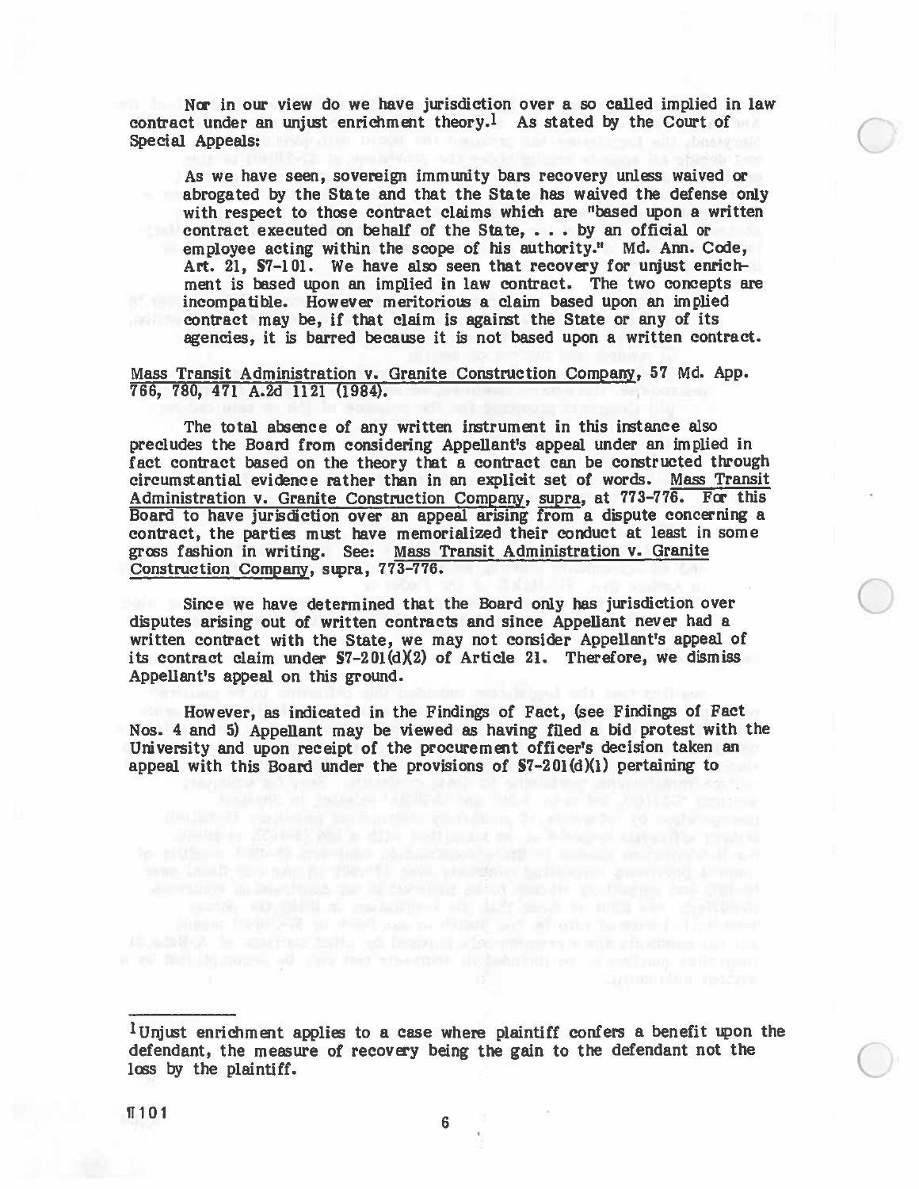Nor in our view do we have jurisdiction over a so called implied in law contract under an unjust enrichment theory.[1] As stated by the Court of Special Appeals:

> As we have seen, sovereign immunity bars recovery unless waived or abrogated by the State and that the State has waived the defense only with respect to those contract claims which are "based upon a written contract executed on behalf of the State, . . . by an official or employee acting within the scope of his authority." Md. Ann. Code, Art. 21, §7-101. We have also seen that recovery for unjust enrichment is based upon an implied in law contract. The two concepts are incompatible. However meritorious a claim based upon an implied contract may be, if that claim is against the State or any of its agencies, it is barred because it is not based upon a written contract.

Mass Transit Administration v. Granite Construction Company, 57 Md. App. 766, 780, 471 A.2d 1121 (1984).

The total absence of any written instrument in this instance also precludes the Board from considering Appellant's appeal under an implied in fact contract based on the theory that a contract can be constructed through circumstantial evidence rather than in an explicit set of words. Mass Transit Administration v. Granite Construction Company, supra, at 773-776. For this Board to have jurisdiction over an appeal arising from a dispute concerning a contract, the parties must have memorialized their conduct at least in some gross fashion in writing. See: Mass Transit Administration v. Granite Construction Company, supra, 773-776.

Since we have determined that the Board only has jurisdiction over disputes arising out of written contracts and since Appellant never had a written contract with the State, we may not consider Appellant's appeal of its contract claim under §7-201(d)(2) of Article 21. Therefore, we dismiss Appellant's appeal on this ground.

However, as indicated in the Findings of Fact, (see Findings of Fact Nos. 4 and 5) Appellant may be viewed as having filed a bid protest with the University and upon receipt of the procurement officer's decision taken an appeal with this Board under the provisions of §7-201(d)(1) pertaining to

---

[1] Unjust enrichment applies to a case where plaintiff confers a benefit upon the defendant, the measure of recovery being the gain to the defendant not the loss by the plaintiff.

¶101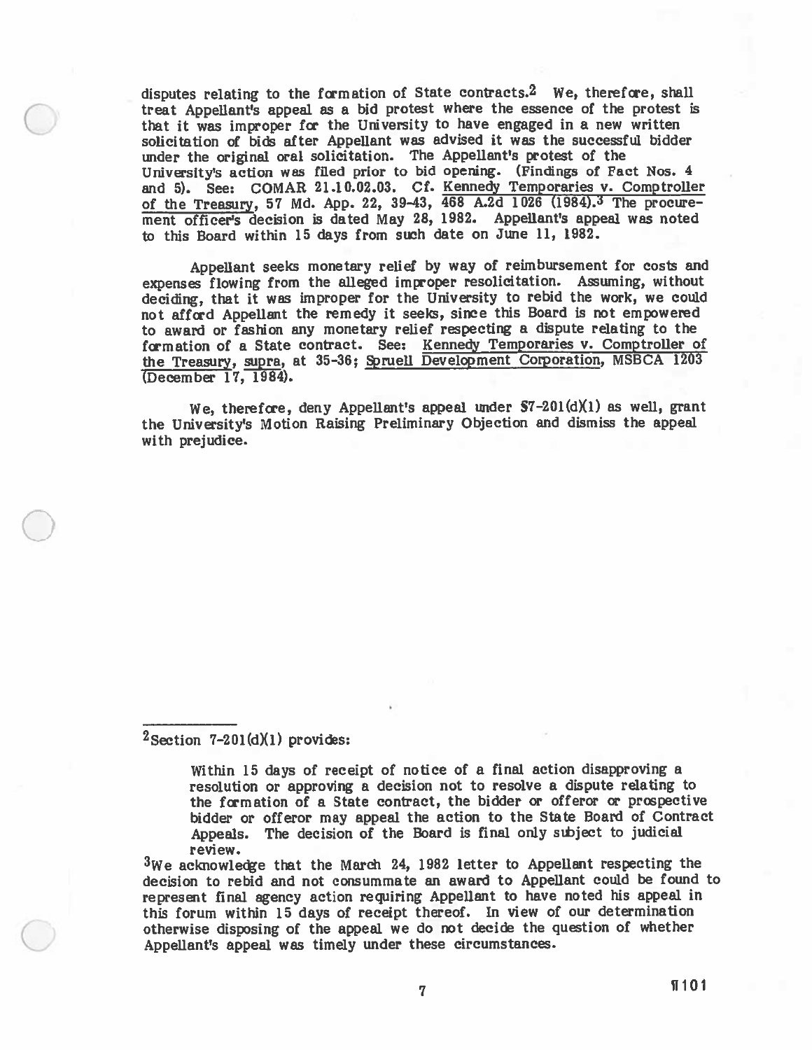disputes relating to the formation of State contracts.[2] We, therefore, shall treat Appellant's appeal as a bid protest where the essence of the protest is that it was improper for the University to have engaged in a new written solicitation of bids after Appellant was advised it was the successful bidder under the original oral solicitation. The Appellant's protest of the University's action was filed prior to bid opening. (Findings of Fact Nos. 4 and 5). See: COMAR 21.10.02.03. Cf. Kennedy Temporaries v. Comptroller of the Treasury, 57 Md. App. 22, 39-43, 468 A.2d 1026 (1984).[3] The procurement officer's decision is dated May 28, 1982. Appellant's appeal was noted to this Board within 15 days from such date on June 11, 1982.

Appellant seeks monetary relief by way of reimbursement for costs and expenses flowing from the alleged improper resolicitation. Assuming, without deciding, that it was improper for the University to rebid the work, we could not afford Appellant the remedy it seeks, since this Board is not empowered to award or fashion any monetary relief respecting a dispute relating to the formation of a State contract. See: Kennedy Temporaries v. Comptroller of the Treasury, supra, at 35-36; Spruell Development Corporation, MSBCA 1203 (December 17, 1984).

We, therefore, deny Appellant's appeal under §7-201(d)(1) as well, grant the University's Motion Raising Preliminary Objection and dismiss the appeal with prejudice.

---

[2]Section 7-201(d)(1) provides:

> Within 15 days of receipt of notice of a final action disapproving a resolution or approving a decision not to resolve a dispute relating to the formation of a State contract, the bidder or offeror or prospective bidder or offeror may appeal the action to the State Board of Contract Appeals. The decision of the Board is final only subject to judicial review.

[3]We acknowledge that the March 24, 1982 letter to Appellant respecting the decision to rebid and not consummate an award to Appellant could be found to represent final agency action requiring Appellant to have noted his appeal in this forum within 15 days of receipt thereof. In view of our determination otherwise disposing of the appeal we do not decide the question of whether Appellant's appeal was timely under these circumstances.

¶101